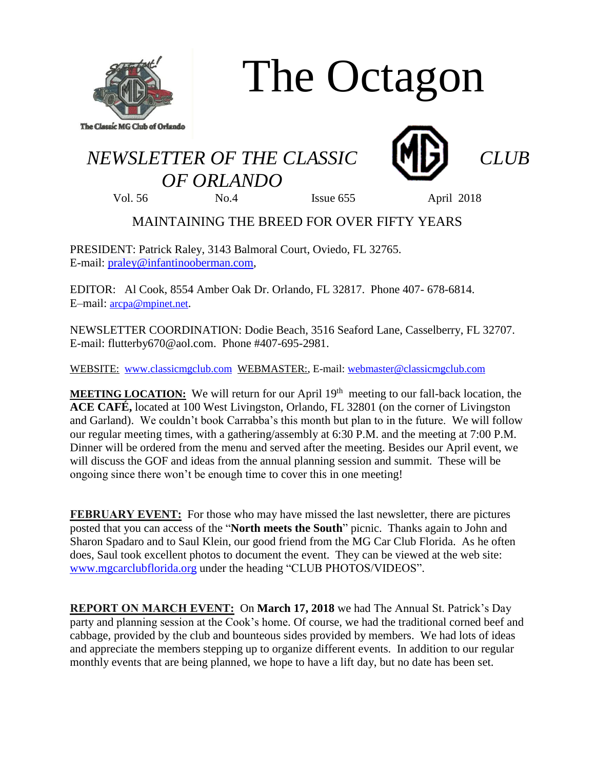# The Octagon

The Classic MG Club of Orlando

*NEWSLETTER OF THE CLASSIC CLUB OF ORLANDO*

Vol. 56 No.4 Issue 655 April 2018

MAINTAINING THE BREED FOR OVER FIFTY YEARS

PRESIDENT: Patrick Raley, 3143 Balmoral Court, Oviedo, FL 32765.
E-mail: praley@infantinooberman.com,

EDITOR: Al Cook, 8554 Amber Oak Dr. Orlando, FL 32817. Phone 407- 678-6814.
E–mail: arcpa@mpinet.net.

NEWSLETTER COORDINATION: Dodie Beach, 3516 Seaford Lane, Casselberry, FL 32707.
E-mail: flutterby670@aol.com. Phone #407-695-2981.

WEBSITE: www.classicmgclub.com WEBMASTER:, E-mail: webmaster@classicmgclub.com

**MEETING LOCATION:** We will return for our April 19th meeting to our fall-back location, the **ACE CAFÉ,** located at 100 West Livingston, Orlando, FL 32801 (on the corner of Livingston and Garland). We couldn't book Carrabba's this month but plan to in the future. We will follow our regular meeting times, with a gathering/assembly at 6:30 P.M. and the meeting at 7:00 P.M. Dinner will be ordered from the menu and served after the meeting. Besides our April event, we will discuss the GOF and ideas from the annual planning session and summit. These will be ongoing since there won't be enough time to cover this in one meeting!

**FEBRUARY EVENT:** For those who may have missed the last newsletter, there are pictures posted that you can access of the "**North meets the South**" picnic. Thanks again to John and Sharon Spadaro and to Saul Klein, our good friend from the MG Car Club Florida. As he often does, Saul took excellent photos to document the event. They can be viewed at the web site: www.mgcarclubflorida.org under the heading "CLUB PHOTOS/VIDEOS".

**REPORT ON MARCH EVENT:** On **March 17, 2018** we had The Annual St. Patrick's Day party and planning session at the Cook's home. Of course, we had the traditional corned beef and cabbage, provided by the club and bounteous sides provided by members. We had lots of ideas and appreciate the members stepping up to organize different events. In addition to our regular monthly events that are being planned, we hope to have a lift day, but no date has been set.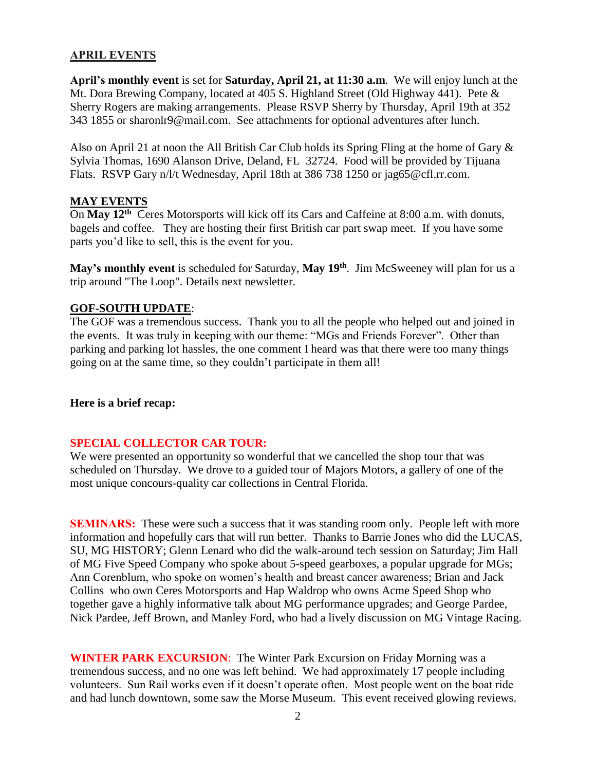## APRIL EVENTS

**April's monthly event** is set for **Saturday, April 21, at 11:30 a.m**. We will enjoy lunch at the Mt. Dora Brewing Company, located at 405 S. Highland Street (Old Highway 441). Pete & Sherry Rogers are making arrangements. Please RSVP Sherry by Thursday, April 19th at 352 343 1855 or sharonlr9@mail.com. See attachments for optional adventures after lunch.

Also on April 21 at noon the All British Car Club holds its Spring Fling at the home of Gary & Sylvia Thomas, 1690 Alanson Drive, Deland, FL 32724. Food will be provided by Tijuana Flats. RSVP Gary n/l/t Wednesday, April 18th at 386 738 1250 or jag65@cfl.rr.com.

## MAY EVENTS

On **May 12th** Ceres Motorsports will kick off its Cars and Caffeine at 8:00 a.m. with donuts, bagels and coffee. They are hosting their first British car part swap meet. If you have some parts you'd like to sell, this is the event for you.

**May's monthly event** is scheduled for Saturday, **May 19th**. Jim McSweeney will plan for us a trip around "The Loop". Details next newsletter.

## GOF-SOUTH UPDATE:

The GOF was a tremendous success. Thank you to all the people who helped out and joined in the events. It was truly in keeping with our theme: "MGs and Friends Forever". Other than parking and parking lot hassles, the one comment I heard was that there were too many things going on at the same time, so they couldn't participate in them all!

**Here is a brief recap:**

**SPECIAL COLLECTOR CAR TOUR:**

We were presented an opportunity so wonderful that we cancelled the shop tour that was scheduled on Thursday. We drove to a guided tour of Majors Motors, a gallery of one of the most unique concours-quality car collections in Central Florida.

**SEMINARS:** These were such a success that it was standing room only. People left with more information and hopefully cars that will run better. Thanks to Barrie Jones who did the LUCAS, SU, MG HISTORY; Glenn Lenard who did the walk-around tech session on Saturday; Jim Hall of MG Five Speed Company who spoke about 5-speed gearboxes, a popular upgrade for MGs; Ann Corenblum, who spoke on women's health and breast cancer awareness; Brian and Jack Collins who own Ceres Motorsports and Hap Waldrop who owns Acme Speed Shop who together gave a highly informative talk about MG performance upgrades; and George Pardee, Nick Pardee, Jeff Brown, and Manley Ford, who had a lively discussion on MG Vintage Racing.

**WINTER PARK EXCURSION**: The Winter Park Excursion on Friday Morning was a tremendous success, and no one was left behind. We had approximately 17 people including volunteers. Sun Rail works even if it doesn't operate often. Most people went on the boat ride and had lunch downtown, some saw the Morse Museum. This event received glowing reviews.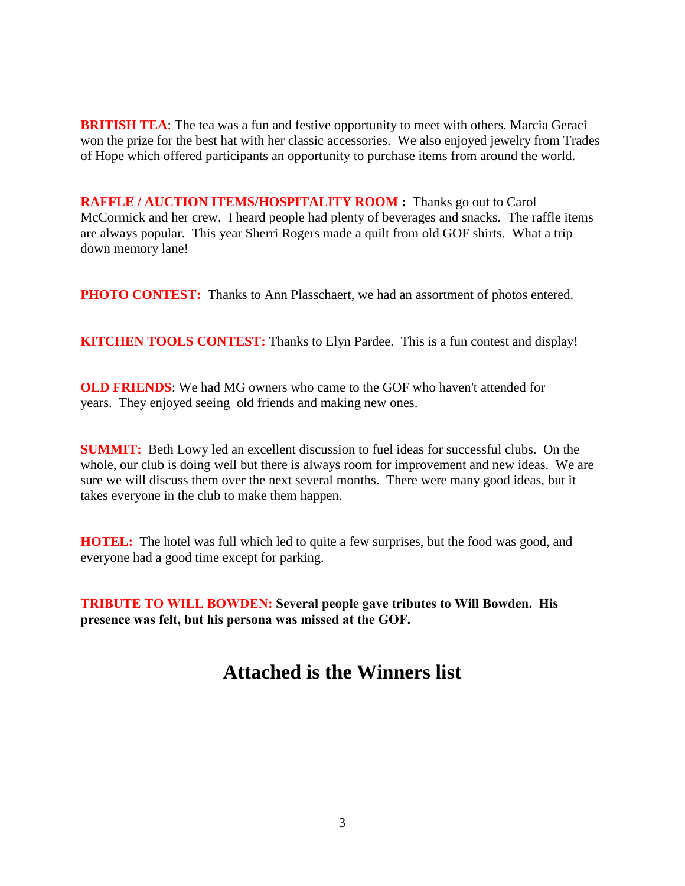**BRITISH TEA**: The tea was a fun and festive opportunity to meet with others. Marcia Geraci won the prize for the best hat with her classic accessories. We also enjoyed jewelry from Trades of Hope which offered participants an opportunity to purchase items from around the world.

**RAFFLE / AUCTION ITEMS/HOSPITALITY ROOM :** Thanks go out to Carol McCormick and her crew. I heard people had plenty of beverages and snacks. The raffle items are always popular. This year Sherri Rogers made a quilt from old GOF shirts. What a trip down memory lane!

**PHOTO CONTEST:** Thanks to Ann Plasschaert, we had an assortment of photos entered.

**KITCHEN TOOLS CONTEST:** Thanks to Elyn Pardee. This is a fun contest and display!

**OLD FRIENDS**: We had MG owners who came to the GOF who haven't attended for years. They enjoyed seeing old friends and making new ones.

**SUMMIT:** Beth Lowy led an excellent discussion to fuel ideas for successful clubs. On the whole, our club is doing well but there is always room for improvement and new ideas. We are sure we will discuss them over the next several months. There were many good ideas, but it takes everyone in the club to make them happen.

**HOTEL:** The hotel was full which led to quite a few surprises, but the food was good, and everyone had a good time except for parking.

**TRIBUTE TO WILL BOWDEN: Several people gave tributes to Will Bowden. His presence was felt, but his persona was missed at the GOF.**

## Attached is the Winners list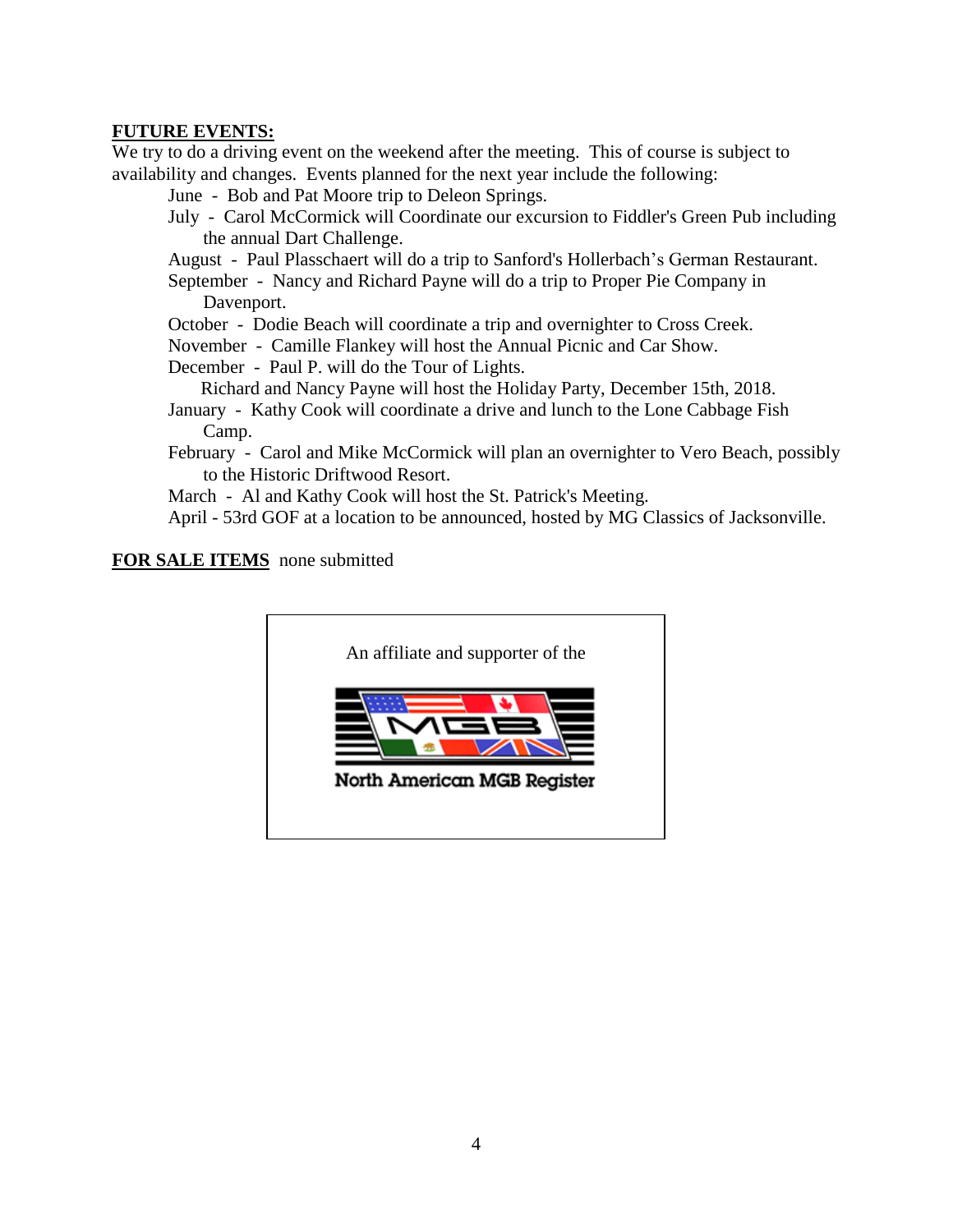**FUTURE EVENTS:**

We try to do a driving event on the weekend after the meeting. This of course is subject to availability and changes. Events planned for the next year include the following:

June - Bob and Pat Moore trip to Deleon Springs.

July - Carol McCormick will Coordinate our excursion to Fiddler's Green Pub including the annual Dart Challenge.

August - Paul Plasschaert will do a trip to Sanford's Hollerbach's German Restaurant.

September - Nancy and Richard Payne will do a trip to Proper Pie Company in Davenport.

October - Dodie Beach will coordinate a trip and overnighter to Cross Creek.

November - Camille Flankey will host the Annual Picnic and Car Show.

December - Paul P. will do the Tour of Lights.
Richard and Nancy Payne will host the Holiday Party, December 15th, 2018.

January - Kathy Cook will coordinate a drive and lunch to the Lone Cabbage Fish Camp.

February - Carol and Mike McCormick will plan an overnighter to Vero Beach, possibly to the Historic Driftwood Resort.

March - Al and Kathy Cook will host the St. Patrick's Meeting.

April - 53rd GOF at a location to be announced, hosted by MG Classics of Jacksonville.

**FOR SALE ITEMS** none submitted

An affiliate and supporter of the

MGB

North American MGB Register